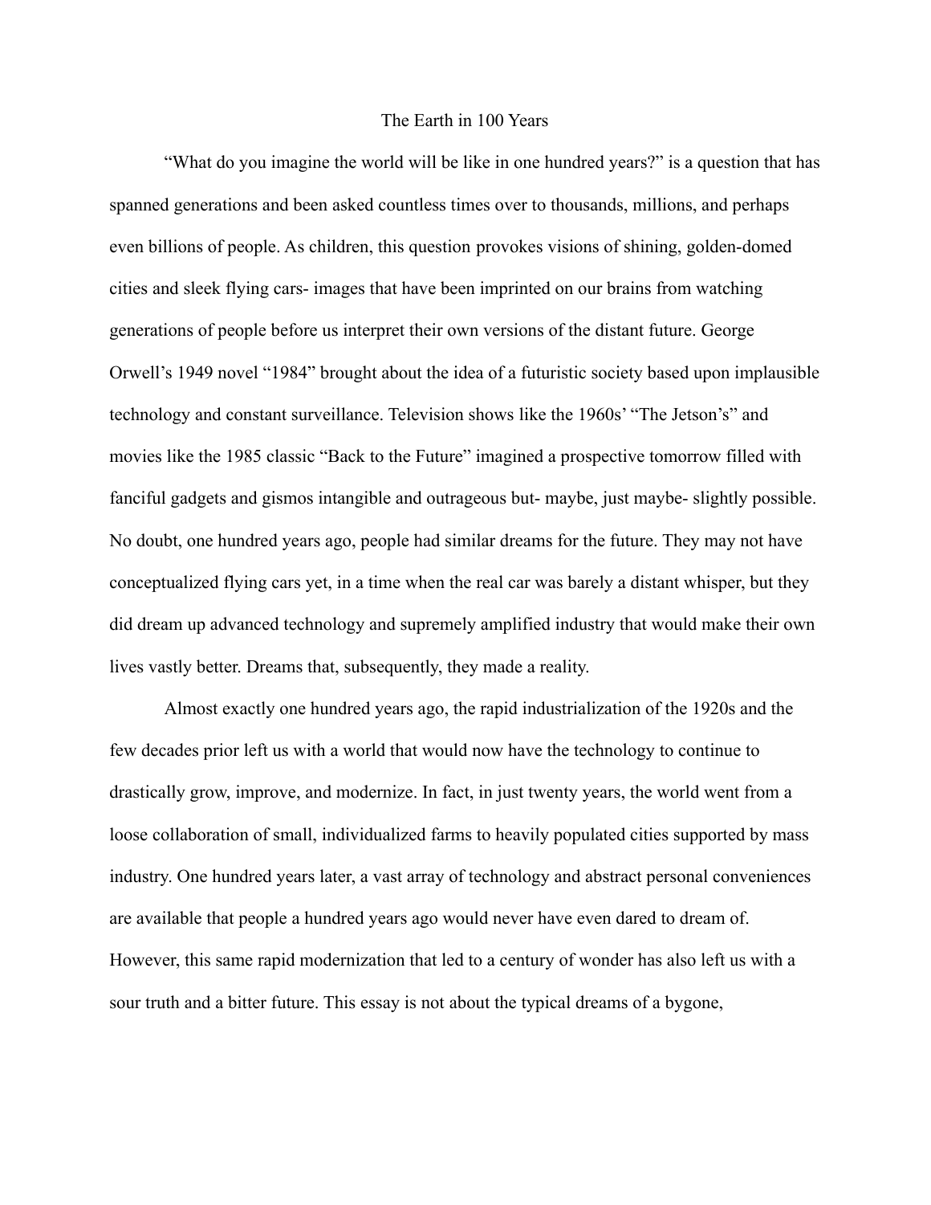# The Earth in 100 Years

"What do you imagine the world will be like in one hundred years?" is a question that has spanned generations and been asked countless times over to thousands, millions, and perhaps even billions of people. As children, this question provokes visions of shining, golden-domed cities and sleek flying cars- images that have been imprinted on our brains from watching generations of people before us interpret their own versions of the distant future. George Orwell's 1949 novel "1984" brought about the idea of a futuristic society based upon implausible technology and constant surveillance. Television shows like the 1960s' "The Jetson's" and movies like the 1985 classic "Back to the Future" imagined a prospective tomorrow filled with fanciful gadgets and gismos intangible and outrageous but- maybe, just maybe- slightly possible. No doubt, one hundred years ago, people had similar dreams for the future. They may not have conceptualized flying cars yet, in a time when the real car was barely a distant whisper, but they did dream up advanced technology and supremely amplified industry that would make their own lives vastly better. Dreams that, subsequently, they made a reality.

Almost exactly one hundred years ago, the rapid industrialization of the 1920s and the few decades prior left us with a world that would now have the technology to continue to drastically grow, improve, and modernize. In fact, in just twenty years, the world went from a loose collaboration of small, individualized farms to heavily populated cities supported by mass industry. One hundred years later, a vast array of technology and abstract personal conveniences are available that people a hundred years ago would never have even dared to dream of. However, this same rapid modernization that led to a century of wonder has also left us with a sour truth and a bitter future. This essay is not about the typical dreams of a bygone,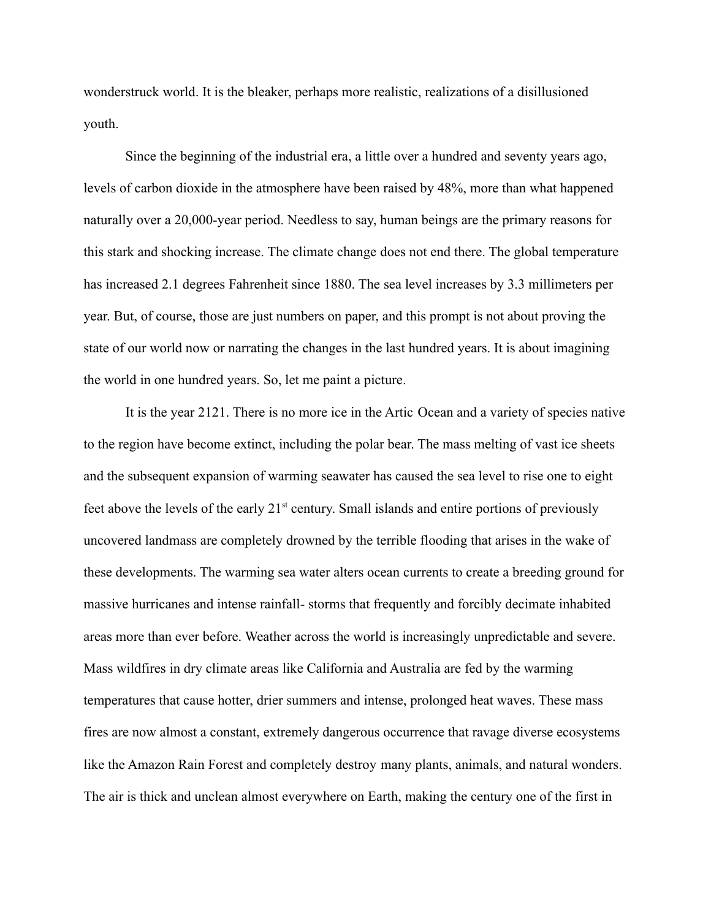wonderstruck world. It is the bleaker, perhaps more realistic, realizations of a disillusioned youth.

Since the beginning of the industrial era, a little over a hundred and seventy years ago, levels of carbon dioxide in the atmosphere have been raised by 48%, more than what happened naturally over a 20,000-year period. Needless to say, human beings are the primary reasons for this stark and shocking increase. The climate change does not end there. The global temperature has increased 2.1 degrees Fahrenheit since 1880. The sea level increases by 3.3 millimeters per year. But, of course, those are just numbers on paper, and this prompt is not about proving the state of our world now or narrating the changes in the last hundred years. It is about imagining the world in one hundred years. So, let me paint a picture.

It is the year 2121. There is no more ice in the Artic Ocean and a variety of species native to the region have become extinct, including the polar bear. The mass melting of vast ice sheets and the subsequent expansion of warming seawater has caused the sea level to rise one to eight feet above the levels of the early 21st century. Small islands and entire portions of previously uncovered landmass are completely drowned by the terrible flooding that arises in the wake of these developments. The warming sea water alters ocean currents to create a breeding ground for massive hurricanes and intense rainfall- storms that frequently and forcibly decimate inhabited areas more than ever before. Weather across the world is increasingly unpredictable and severe. Mass wildfires in dry climate areas like California and Australia are fed by the warming temperatures that cause hotter, drier summers and intense, prolonged heat waves. These mass fires are now almost a constant, extremely dangerous occurrence that ravage diverse ecosystems like the Amazon Rain Forest and completely destroy many plants, animals, and natural wonders. The air is thick and unclean almost everywhere on Earth, making the century one of the first in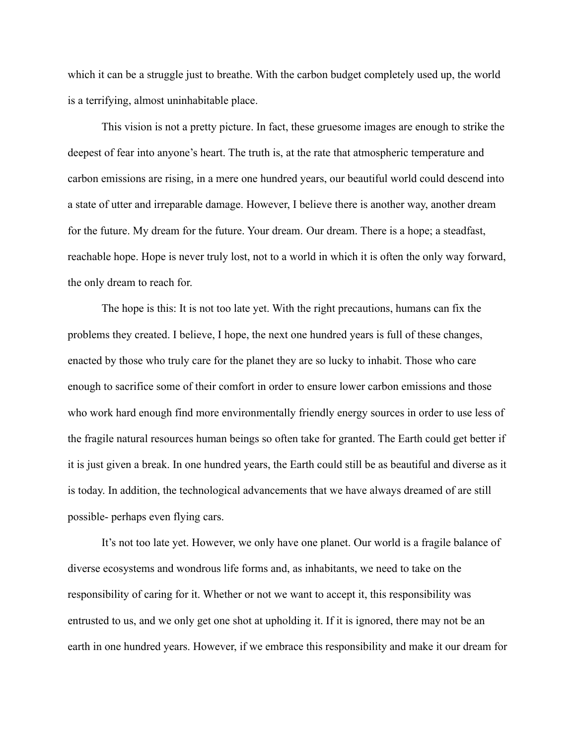which it can be a struggle just to breathe. With the carbon budget completely used up, the world is a terrifying, almost uninhabitable place.

This vision is not a pretty picture. In fact, these gruesome images are enough to strike the deepest of fear into anyone's heart. The truth is, at the rate that atmospheric temperature and carbon emissions are rising, in a mere one hundred years, our beautiful world could descend into a state of utter and irreparable damage. However, I believe there is another way, another dream for the future. My dream for the future. Your dream. Our dream. There is a hope; a steadfast, reachable hope. Hope is never truly lost, not to a world in which it is often the only way forward, the only dream to reach for.

The hope is this: It is not too late yet. With the right precautions, humans can fix the problems they created. I believe, I hope, the next one hundred years is full of these changes, enacted by those who truly care for the planet they are so lucky to inhabit. Those who care enough to sacrifice some of their comfort in order to ensure lower carbon emissions and those who work hard enough find more environmentally friendly energy sources in order to use less of the fragile natural resources human beings so often take for granted. The Earth could get better if it is just given a break. In one hundred years, the Earth could still be as beautiful and diverse as it is today. In addition, the technological advancements that we have always dreamed of are still possible- perhaps even flying cars.

It's not too late yet. However, we only have one planet. Our world is a fragile balance of diverse ecosystems and wondrous life forms and, as inhabitants, we need to take on the responsibility of caring for it. Whether or not we want to accept it, this responsibility was entrusted to us, and we only get one shot at upholding it. If it is ignored, there may not be an earth in one hundred years. However, if we embrace this responsibility and make it our dream for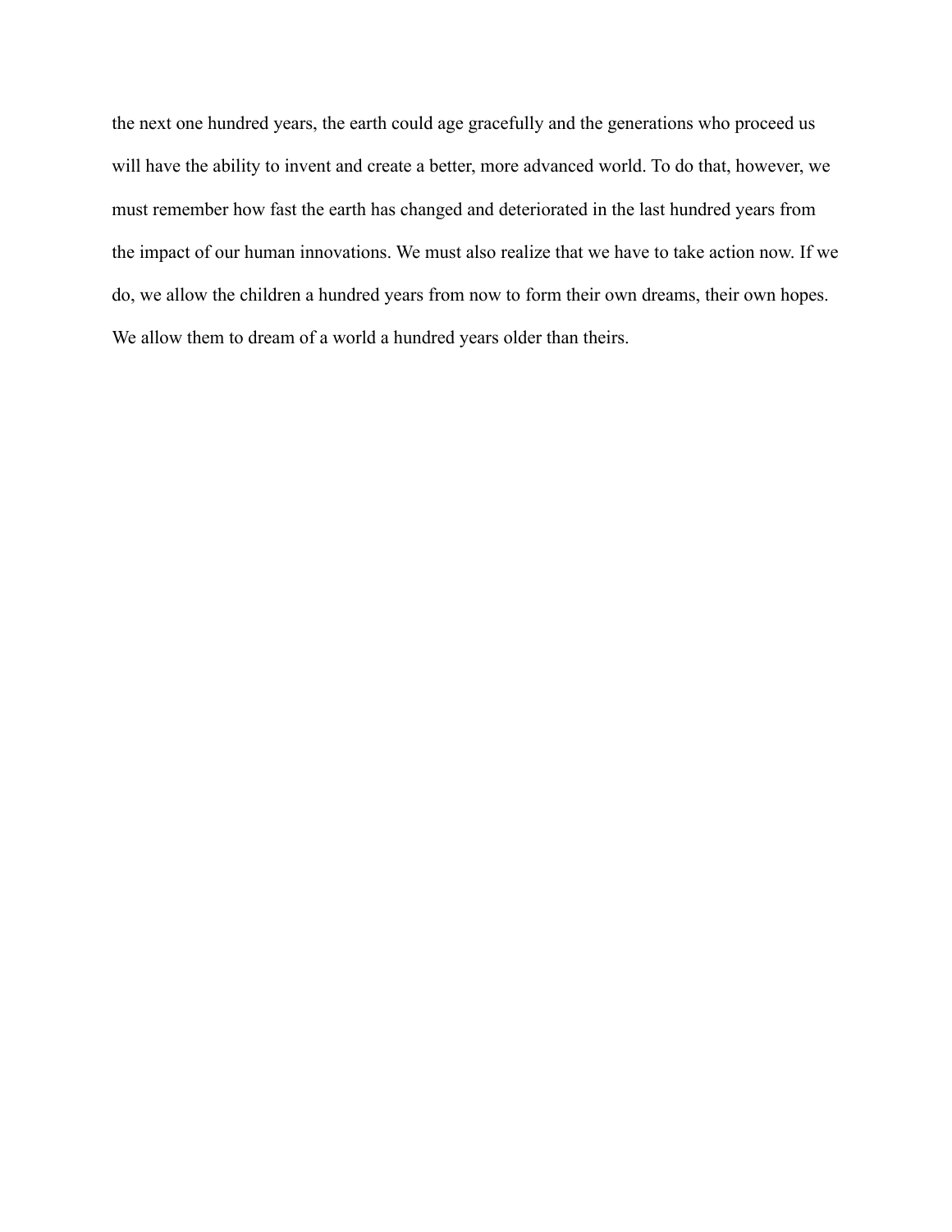the next one hundred years, the earth could age gracefully and the generations who proceed us will have the ability to invent and create a better, more advanced world. To do that, however, we must remember how fast the earth has changed and deteriorated in the last hundred years from the impact of our human innovations. We must also realize that we have to take action now. If we do, we allow the children a hundred years from now to form their own dreams, their own hopes. We allow them to dream of a world a hundred years older than theirs.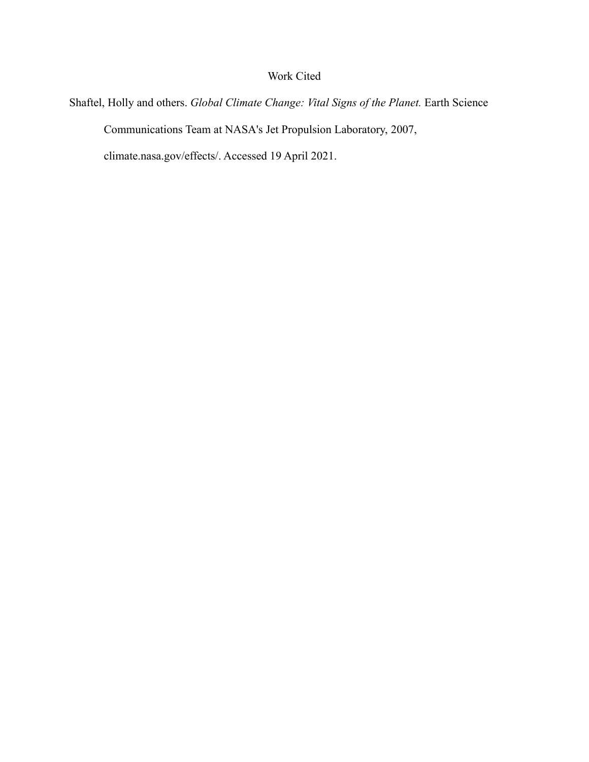# Work Cited

Shaftel, Holly and others. *Global Climate Change: Vital Signs of the Planet.* Earth Science Communications Team at NASA's Jet Propulsion Laboratory, 2007, climate.nasa.gov/effects/. Accessed 19 April 2021.